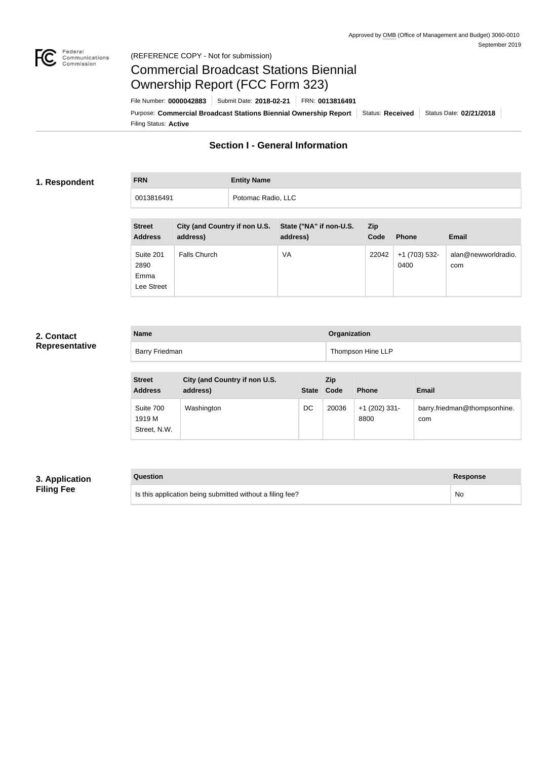Approved by OMB (Office of Management and Budget) 3060-0010
September 2019

(REFERENCE COPY - Not for submission)

# Commercial Broadcast Stations Biennial Ownership Report (FCC Form 323)

File Number: **0000042883** | Submit Date: **2018-02-21** | FRN: **0013816491**

Purpose: **Commercial Broadcast Stations Biennial Ownership Report** | Status: **Received** | Status Date: **02/21/2018**

Filing Status: **Active**

## Section I - General Information

### 1. Respondent

| FRN | Entity Name |
| --- | --- |
| 0013816491 | Potomac Radio, LLC |

| Street Address | City (and Country if non U.S. address) | State ("NA" if non-U.S. address) | Zip Code | Phone | Email |
| --- | --- | --- | --- | --- | --- |
| Suite 201 2890 Emma Lee Street | Falls Church | VA | 22042 | +1 (703) 532-0400 | alan@newworldradio.com |

### 2. Contact Representative

| Name | Organization |
| --- | --- |
| Barry Friedman | Thompson Hine LLP |

| Street Address | City (and Country if non U.S. address) | State | Zip Code | Phone | Email |
| --- | --- | --- | --- | --- | --- |
| Suite 700 1919 M Street, N.W. | Washington | DC | 20036 | +1 (202) 331-8800 | barry.friedman@thompsonhine.com |

### 3. Application Filing Fee

| Question | Response |
| --- | --- |
| Is this application being submitted without a filing fee? | No |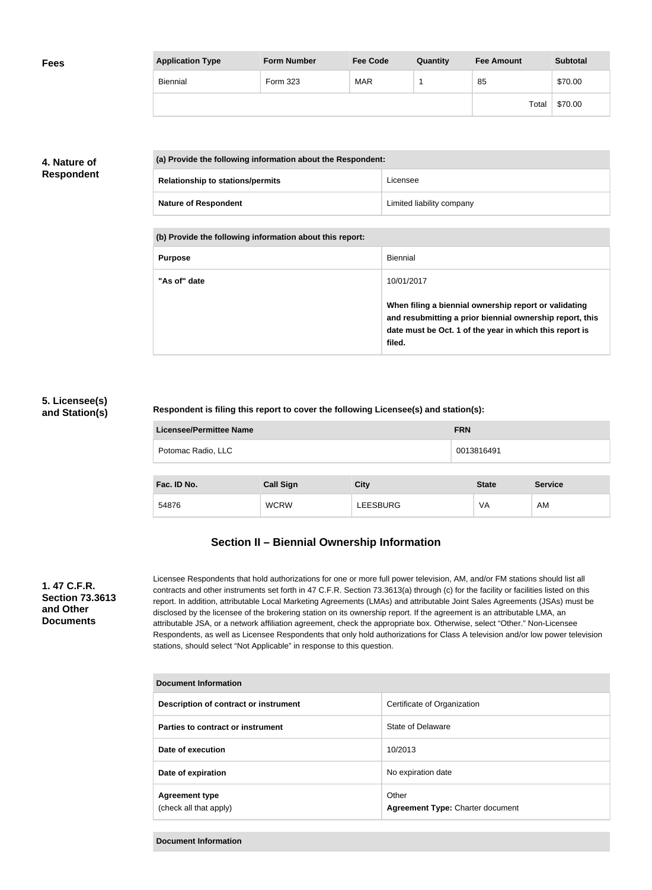**Fees**

| Application Type | Form Number | Fee Code | Quantity | Fee Amount | Subtotal |
|---|---|---|---|---|---|
| Biennial | Form 323 | MAR | 1 | 85 | $70.00 |
| | | | | Total | $70.00 |

**4. Nature of Respondent**

| (a) Provide the following information about the Respondent: | |
|---|---|
| **Relationship to stations/permits** | Licensee |
| **Nature of Respondent** | Limited liability company |

| (b) Provide the following information about this report: | |
|---|---|
| **Purpose** | Biennial |
| **"As of" date** | 10/01/2017<br><br>**When filing a biennial ownership report or validating and resubmitting a prior biennial ownership report, this date must be Oct. 1 of the year in which this report is filed.** |

**5. Licensee(s) and Station(s)**

**Respondent is filing this report to cover the following Licensee(s) and station(s):**

| Licensee/Permittee Name | FRN |
|---|---|
| Potomac Radio, LLC | 0013816491 |

| Fac. ID No. | Call Sign | City | State | Service |
|---|---|---|---|---|
| 54876 | WCRW | LEESBURG | VA | AM |

## Section II – Biennial Ownership Information

**1. 47 C.F.R. Section 73.3613 and Other Documents**

Licensee Respondents that hold authorizations for one or more full power television, AM, and/or FM stations should list all contracts and other instruments set forth in 47 C.F.R. Section 73.3613(a) through (c) for the facility or facilities listed on this report. In addition, attributable Local Marketing Agreements (LMAs) and attributable Joint Sales Agreements (JSAs) must be disclosed by the licensee of the brokering station on its ownership report. If the agreement is an attributable LMA, an attributable JSA, or a network affiliation agreement, check the appropriate box. Otherwise, select "Other." Non-Licensee Respondents, as well as Licensee Respondents that only hold authorizations for Class A television and/or low power television stations, should select "Not Applicable" in response to this question.

| Document Information | |
|---|---|
| **Description of contract or instrument** | Certificate of Organization |
| **Parties to contract or instrument** | State of Delaware |
| **Date of execution** | 10/2013 |
| **Date of expiration** | No expiration date |
| **Agreement type**<br>(check all that apply) | Other<br>**Agreement Type:** Charter document |

| Document Information |
|---|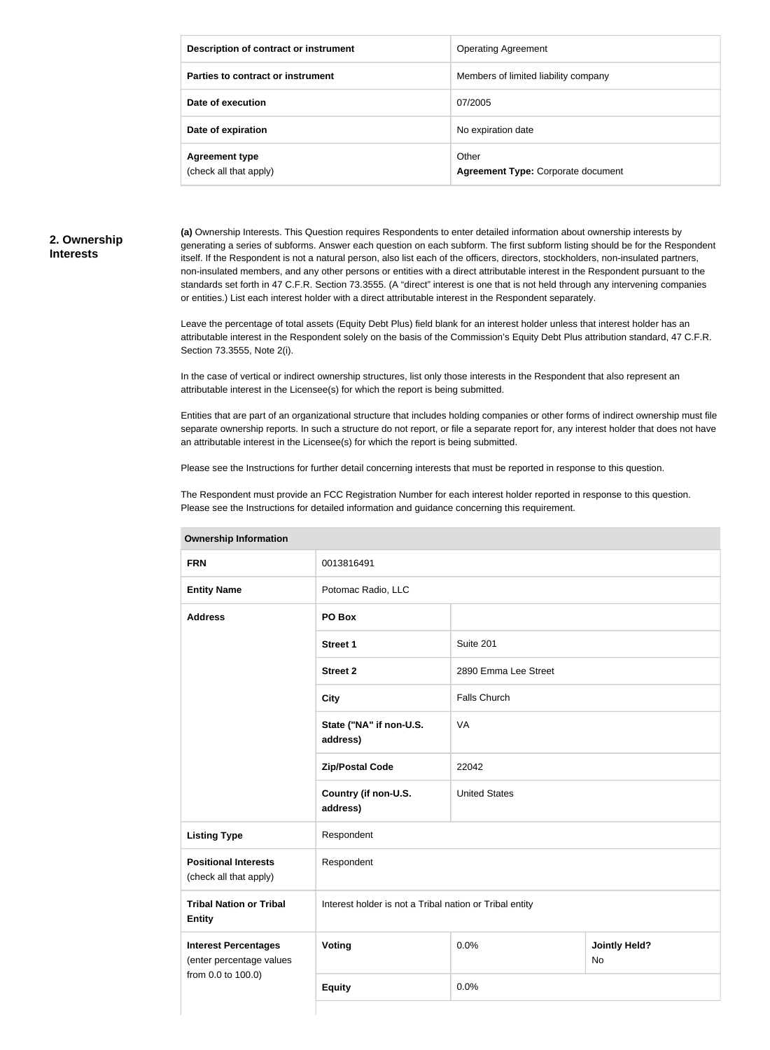| Description of contract or instrument | Operating Agreement |
|---|---|
| Parties to contract or instrument | Members of limited liability company |
| Date of execution | 07/2005 |
| Date of expiration | No expiration date |
| Agreement type (check all that apply) | Other **Agreement Type:** Corporate document |

## 2. Ownership Interests

**(a)** Ownership Interests. This Question requires Respondents to enter detailed information about ownership interests by generating a series of subforms. Answer each question on each subform. The first subform listing should be for the Respondent itself. If the Respondent is not a natural person, also list each of the officers, directors, stockholders, non-insulated partners, non-insulated members, and any other persons or entities with a direct attributable interest in the Respondent pursuant to the standards set forth in 47 C.F.R. Section 73.3555. (A "direct" interest is one that is not held through any intervening companies or entities.) List each interest holder with a direct attributable interest in the Respondent separately.

Leave the percentage of total assets (Equity Debt Plus) field blank for an interest holder unless that interest holder has an attributable interest in the Respondent solely on the basis of the Commission's Equity Debt Plus attribution standard, 47 C.F.R. Section 73.3555, Note 2(i).

In the case of vertical or indirect ownership structures, list only those interests in the Respondent that also represent an attributable interest in the Licensee(s) for which the report is being submitted.

Entities that are part of an organizational structure that includes holding companies or other forms of indirect ownership must file separate ownership reports. In such a structure do not report, or file a separate report for, any interest holder that does not have an attributable interest in the Licensee(s) for which the report is being submitted.

Please see the Instructions for further detail concerning interests that must be reported in response to this question.

The Respondent must provide an FCC Registration Number for each interest holder reported in response to this question. Please see the Instructions for detailed information and guidance concerning this requirement.

| Ownership Information | | | |
|---|---|---|---|
| FRN | 0013816491 | | |
| Entity Name | Potomac Radio, LLC | | |
| Address | PO Box | | |
| | Street 1 | Suite 201 | |
| | Street 2 | 2890 Emma Lee Street | |
| | City | Falls Church | |
| | State ("NA" if non-U.S. address) | VA | |
| | Zip/Postal Code | 22042 | |
| | Country (if non-U.S. address) | United States | |
| Listing Type | Respondent | | |
| Positional Interests (check all that apply) | Respondent | | |
| Tribal Nation or Tribal Entity | Interest holder is not a Tribal nation or Tribal entity | | |
| Interest Percentages (enter percentage values from 0.0 to 100.0) | Voting | 0.0% | Jointly Held? No |
| | Equity | 0.0% | |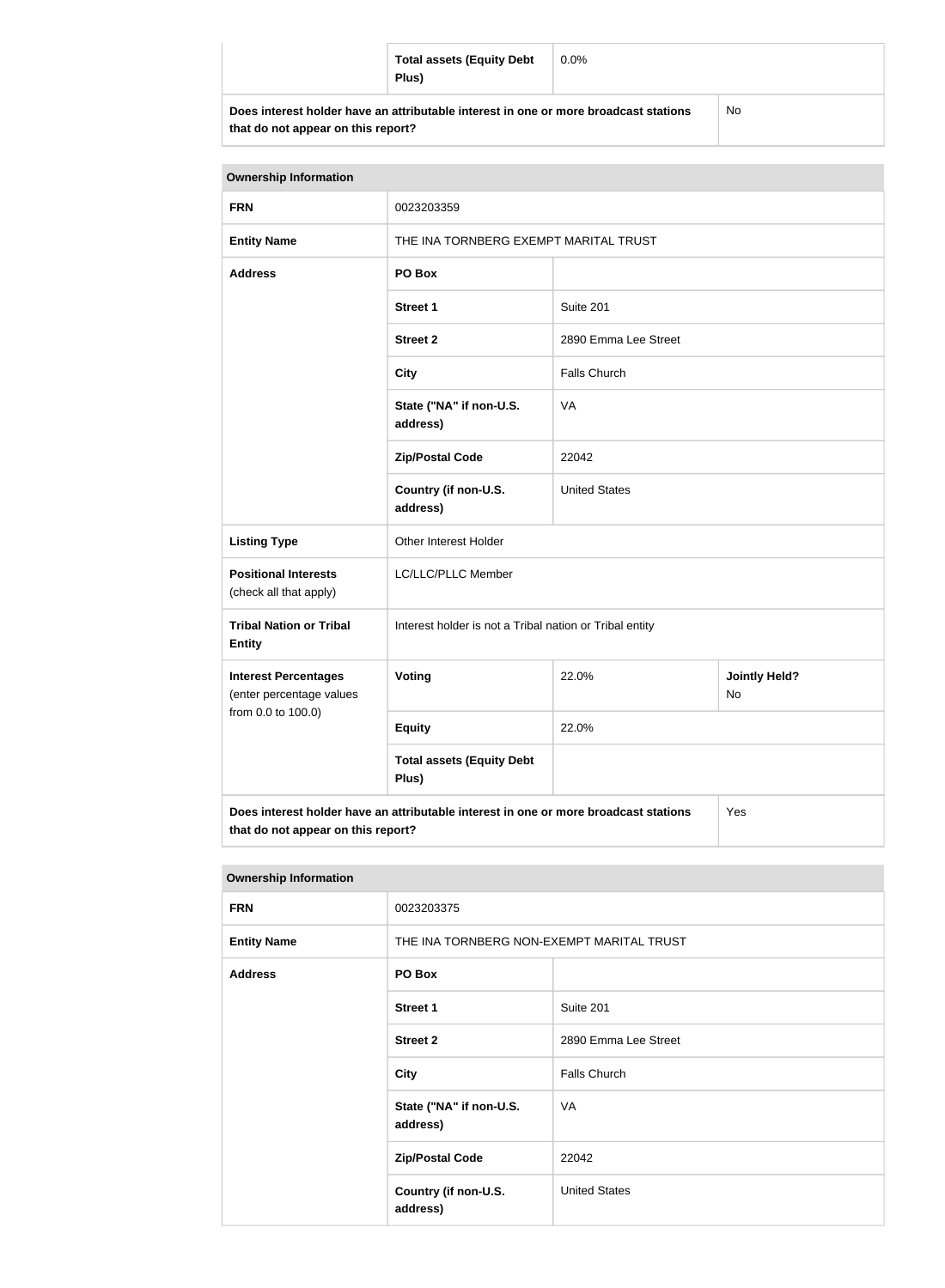| | Total assets (Equity Debt Plus) | 0.0% |
|---|---|---|
| **Does interest holder have an attributable interest in one or more broadcast stations that do not appear on this report?** | | No |

| Ownership Information | | | |
|---|---|---|---|
| **FRN** | 0023203359 | | |
| **Entity Name** | THE INA TORNBERG EXEMPT MARITAL TRUST | | |
| **Address** | **PO Box** | | |
| | **Street 1** | Suite 201 | |
| | **Street 2** | 2890 Emma Lee Street | |
| | **City** | Falls Church | |
| | **State ("NA" if non-U.S. address)** | VA | |
| | **Zip/Postal Code** | 22042 | |
| | **Country (if non-U.S. address)** | United States | |
| **Listing Type** | Other Interest Holder | | |
| **Positional Interests** (check all that apply) | LC/LLC/PLLC Member | | |
| **Tribal Nation or Tribal Entity** | Interest holder is not a Tribal nation or Tribal entity | | |
| **Interest Percentages** (enter percentage values from 0.0 to 100.0) | **Voting** | 22.0% | **Jointly Held?** No |
| | **Equity** | 22.0% | |
| | **Total assets (Equity Debt Plus)** | | |
| **Does interest holder have an attributable interest in one or more broadcast stations that do not appear on this report?** | | | Yes |

| Ownership Information | | |
|---|---|---|
| **FRN** | 0023203375 | |
| **Entity Name** | THE INA TORNBERG NON-EXEMPT MARITAL TRUST | |
| **Address** | **PO Box** | |
| | **Street 1** | Suite 201 |
| | **Street 2** | 2890 Emma Lee Street |
| | **City** | Falls Church |
| | **State ("NA" if non-U.S. address)** | VA |
| | **Zip/Postal Code** | 22042 |
| | **Country (if non-U.S. address)** | United States |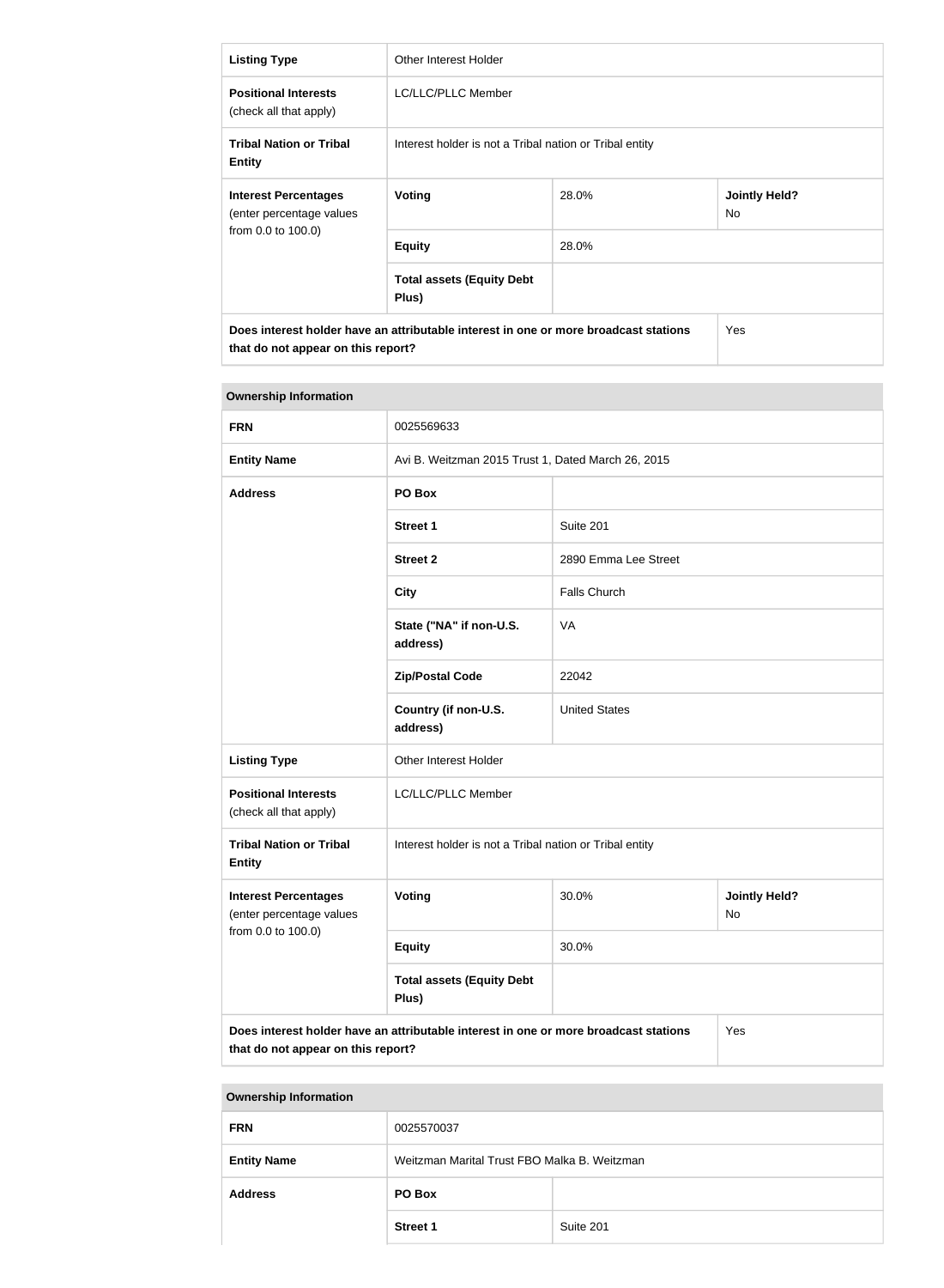| | | | |
|---|---|---|---|
| **Listing Type** | Other Interest Holder | | |
| **Positional Interests** (check all that apply) | LC/LLC/PLLC Member | | |
| **Tribal Nation or Tribal Entity** | Interest holder is not a Tribal nation or Tribal entity | | |
| **Interest Percentages** (enter percentage values from 0.0 to 100.0) | **Voting** | 28.0% | **Jointly Held?** No |
| | **Equity** | 28.0% | |
| | **Total assets (Equity Debt Plus)** | | |
| **Does interest holder have an attributable interest in one or more broadcast stations that do not appear on this report?** | | | Yes |

**Ownership Information**

| | | | |
|---|---|---|---|
| **FRN** | 0025569633 | | |
| **Entity Name** | Avi B. Weitzman 2015 Trust 1, Dated March 26, 2015 | | |
| **Address** | **PO Box** | | |
| | **Street 1** | Suite 201 | |
| | **Street 2** | 2890 Emma Lee Street | |
| | **City** | Falls Church | |
| | **State ("NA" if non-U.S. address)** | VA | |
| | **Zip/Postal Code** | 22042 | |
| | **Country (if non-U.S. address)** | United States | |
| **Listing Type** | Other Interest Holder | | |
| **Positional Interests** (check all that apply) | LC/LLC/PLLC Member | | |
| **Tribal Nation or Tribal Entity** | Interest holder is not a Tribal nation or Tribal entity | | |
| **Interest Percentages** (enter percentage values from 0.0 to 100.0) | **Voting** | 30.0% | **Jointly Held?** No |
| | **Equity** | 30.0% | |
| | **Total assets (Equity Debt Plus)** | | |
| **Does interest holder have an attributable interest in one or more broadcast stations that do not appear on this report?** | | | Yes |

**Ownership Information**

| | | |
|---|---|---|
| **FRN** | 0025570037 | |
| **Entity Name** | Weitzman Marital Trust FBO Malka B. Weitzman | |
| **Address** | **PO Box** | |
| | **Street 1** | Suite 201 |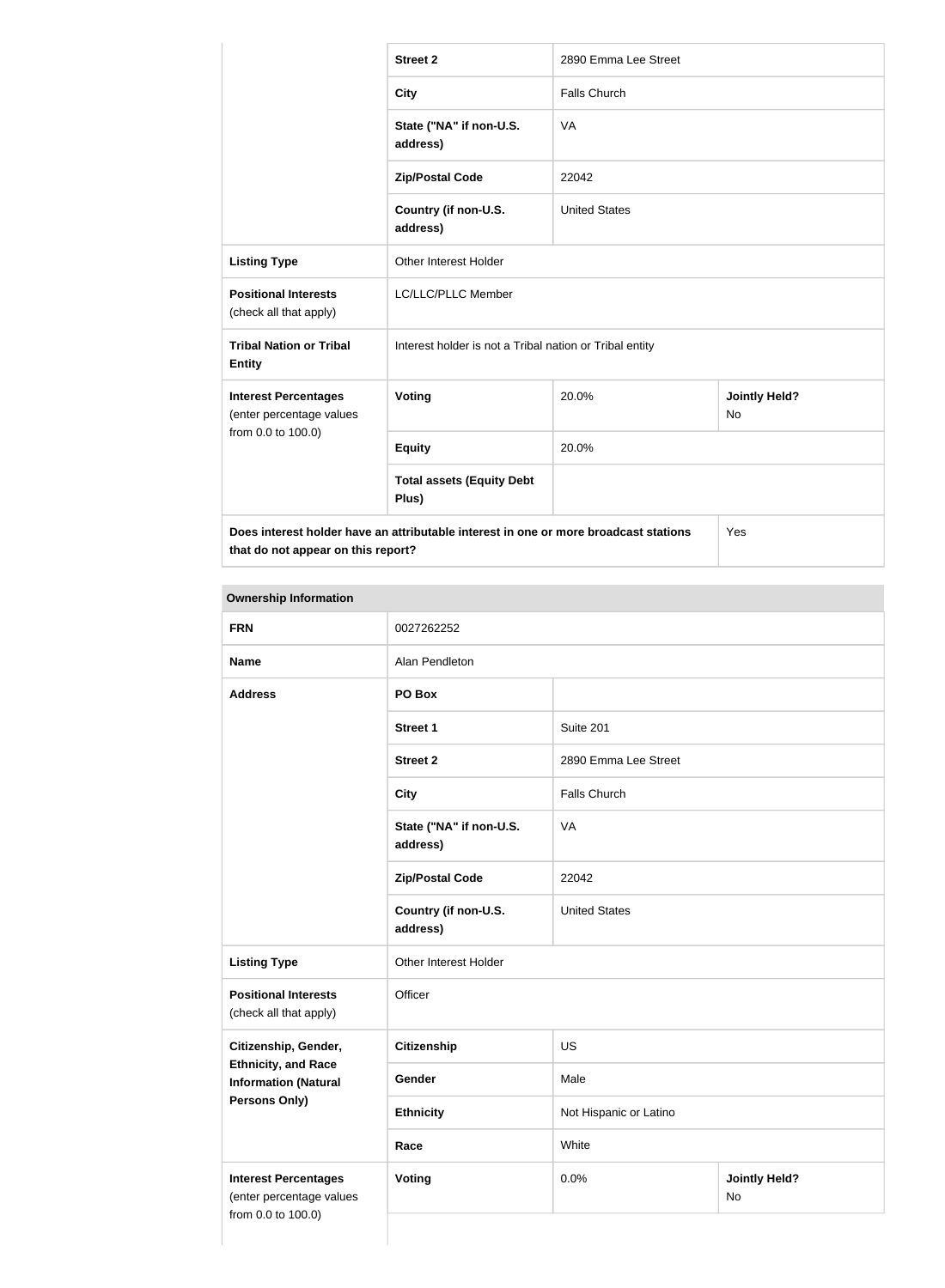| | | | |
|---|---|---|---|
| | **Street 2** | 2890 Emma Lee Street | |
| | **City** | Falls Church | |
| | **State ("NA" if non-U.S. address)** | VA | |
| | **Zip/Postal Code** | 22042 | |
| | **Country (if non-U.S. address)** | United States | |
| **Listing Type** | Other Interest Holder | | |
| **Positional Interests** (check all that apply) | LC/LLC/PLLC Member | | |
| **Tribal Nation or Tribal Entity** | Interest holder is not a Tribal nation or Tribal entity | | |
| **Interest Percentages** (enter percentage values from 0.0 to 100.0) | **Voting** | 20.0% | **Jointly Held?** No |
| | **Equity** | 20.0% | |
| | **Total assets (Equity Debt Plus)** | | |
| **Does interest holder have an attributable interest in one or more broadcast stations that do not appear on this report?** | | | Yes |

| **Ownership Information** | | | |
|---|---|---|---|
| **FRN** | 0027262252 | | |
| **Name** | Alan Pendleton | | |
| **Address** | **PO Box** | | |
| | **Street 1** | Suite 201 | |
| | **Street 2** | 2890 Emma Lee Street | |
| | **City** | Falls Church | |
| | **State ("NA" if non-U.S. address)** | VA | |
| | **Zip/Postal Code** | 22042 | |
| | **Country (if non-U.S. address)** | United States | |
| **Listing Type** | Other Interest Holder | | |
| **Positional Interests** (check all that apply) | Officer | | |
| **Citizenship, Gender, Ethnicity, and Race Information (Natural Persons Only)** | **Citizenship** | US | |
| | **Gender** | Male | |
| | **Ethnicity** | Not Hispanic or Latino | |
| | **Race** | White | |
| **Interest Percentages** (enter percentage values from 0.0 to 100.0) | **Voting** | 0.0% | **Jointly Held?** No |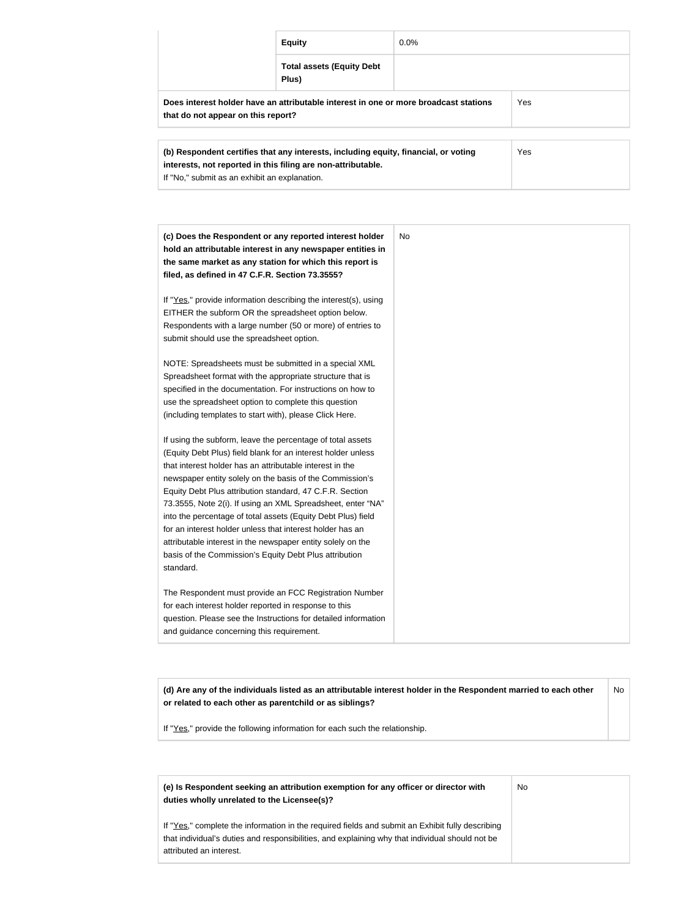| | | |
|---|---|---|
| | **Equity** | 0.0% |
| | **Total assets (Equity Debt Plus)** | |
| **Does interest holder have an attributable interest in one or more broadcast stations that do not appear on this report?** | | Yes |

| | |
|---|---|
| **(b) Respondent certifies that any interests, including equity, financial, or voting interests, not reported in this filing are non-attributable.**<br>If "No," submit as an exhibit an explanation. | Yes |

| | |
|---|---|
| **(c) Does the Respondent or any reported interest holder hold an attributable interest in any newspaper entities in the same market as any station for which this report is filed, as defined in 47 C.F.R. Section 73.3555?**<br><br>If "Yes," provide information describing the interest(s), using EITHER the subform OR the spreadsheet option below. Respondents with a large number (50 or more) of entries to submit should use the spreadsheet option.<br><br>NOTE: Spreadsheets must be submitted in a special XML Spreadsheet format with the appropriate structure that is specified in the documentation. For instructions on how to use the spreadsheet option to complete this question (including templates to start with), please Click Here.<br><br>If using the subform, leave the percentage of total assets (Equity Debt Plus) field blank for an interest holder unless that interest holder has an attributable interest in the newspaper entity solely on the basis of the Commission's Equity Debt Plus attribution standard, 47 C.F.R. Section 73.3555, Note 2(i). If using an XML Spreadsheet, enter "NA" into the percentage of total assets (Equity Debt Plus) field for an interest holder unless that interest holder has an attributable interest in the newspaper entity solely on the basis of the Commission's Equity Debt Plus attribution standard.<br><br>The Respondent must provide an FCC Registration Number for each interest holder reported in response to this question. Please see the Instructions for detailed information and guidance concerning this requirement. | No |

| | |
|---|---|
| **(d) Are any of the individuals listed as an attributable interest holder in the Respondent married to each other or related to each other as parentchild or as siblings?**<br><br>If "Yes," provide the following information for each such the relationship. | No |

| | |
|---|---|
| **(e) Is Respondent seeking an attribution exemption for any officer or director with duties wholly unrelated to the Licensee(s)?**<br><br>If "Yes," complete the information in the required fields and submit an Exhibit fully describing that individual's duties and responsibilities, and explaining why that individual should not be attributed an interest. | No |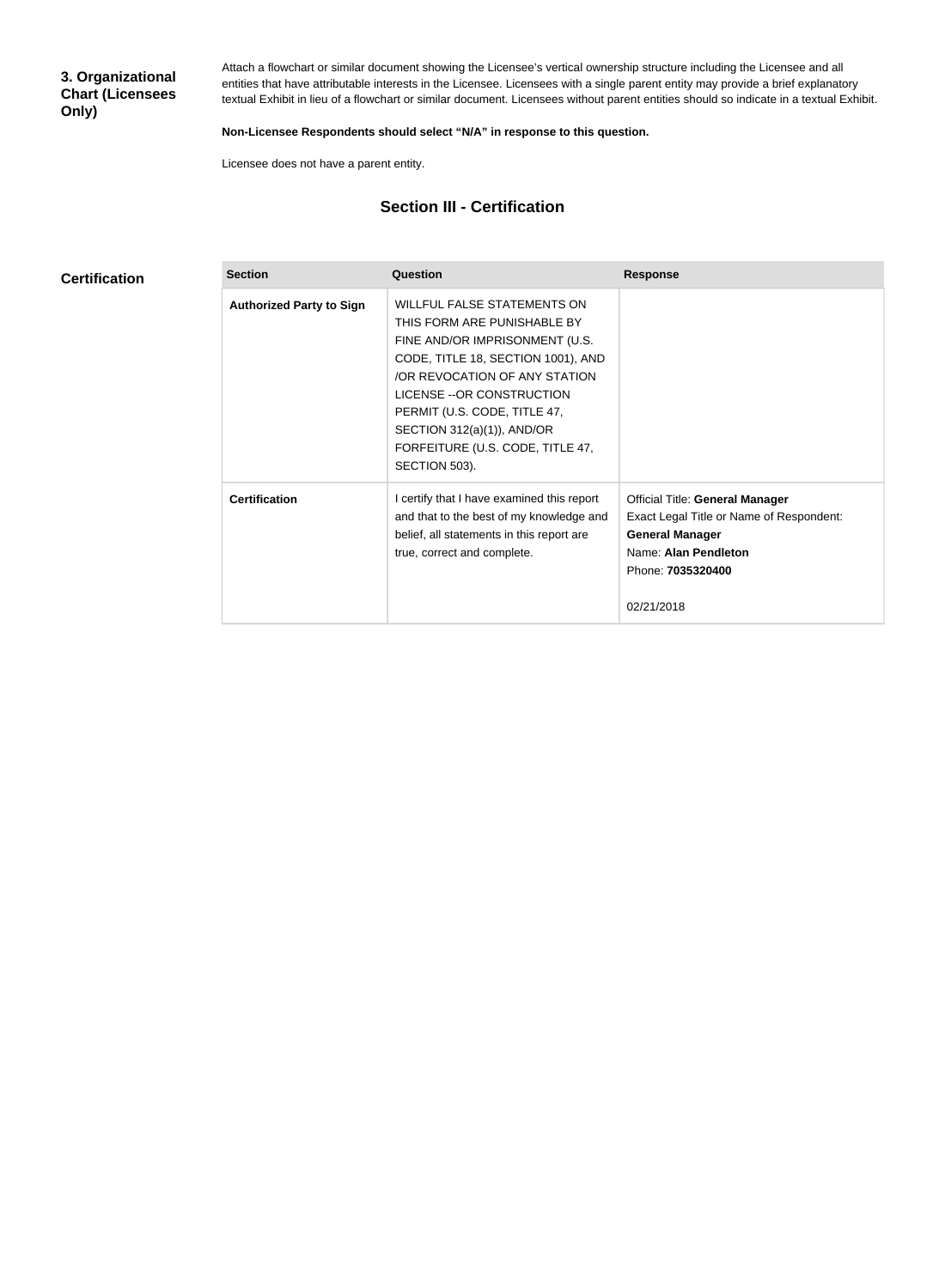### 3. Organizational Chart (Licensees Only)

Attach a flowchart or similar document showing the Licensee's vertical ownership structure including the Licensee and all entities that have attributable interests in the Licensee. Licensees with a single parent entity may provide a brief explanatory textual Exhibit in lieu of a flowchart or similar document. Licensees without parent entities should so indicate in a textual Exhibit.

**Non-Licensee Respondents should select "N/A" in response to this question.**

Licensee does not have a parent entity.

## Section III - Certification

### Certification

| Section | Question | Response |
|---|---|---|
| **Authorized Party to Sign** | WILLFUL FALSE STATEMENTS ON THIS FORM ARE PUNISHABLE BY FINE AND/OR IMPRISONMENT (U.S. CODE, TITLE 18, SECTION 1001), AND /OR REVOCATION OF ANY STATION LICENSE --OR CONSTRUCTION PERMIT (U.S. CODE, TITLE 47, SECTION 312(a)(1)), AND/OR FORFEITURE (U.S. CODE, TITLE 47, SECTION 503). | |
| **Certification** | I certify that I have examined this report and that to the best of my knowledge and belief, all statements in this report are true, correct and complete. | Official Title: **General Manager**<br>Exact Legal Title or Name of Respondent: **General Manager**<br>Name: **Alan Pendleton**<br>Phone: **7035320400**<br><br>02/21/2018 |